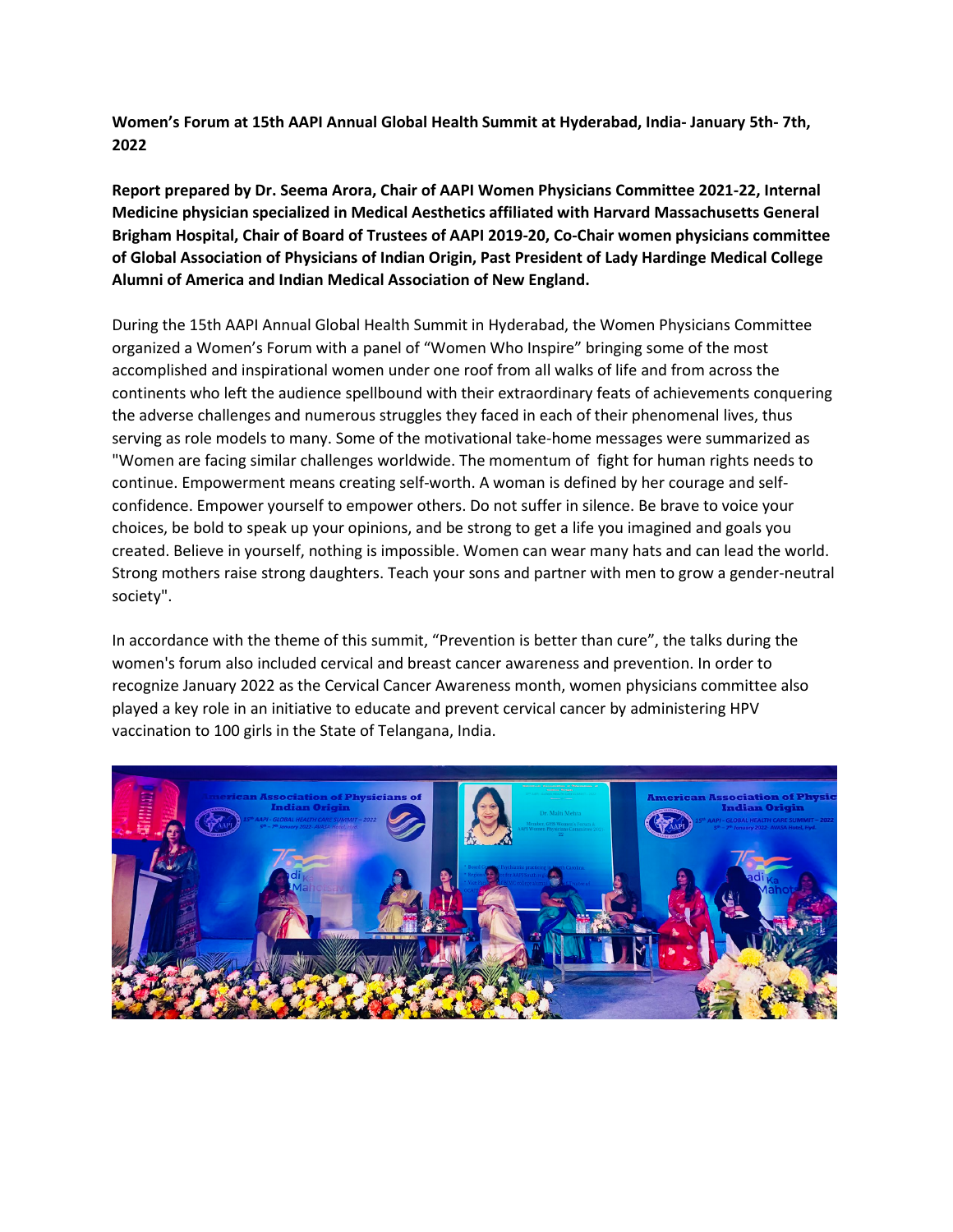**Women's Forum at 15th AAPI Annual Global Health Summit at Hyderabad, India- January 5th- 7th, 2022**

**Report prepared by Dr. Seema Arora, Chair of AAPI Women Physicians Committee 2021-22, Internal Medicine physician specialized in Medical Aesthetics affiliated with Harvard Massachusetts General Brigham Hospital, Chair of Board of Trustees of AAPI 2019-20, Co-Chair women physicians committee of Global Association of Physicians of Indian Origin, Past President of Lady Hardinge Medical College Alumni of America and Indian Medical Association of New England.**

During the 15th AAPI Annual Global Health Summit in Hyderabad, the Women Physicians Committee organized a Women's Forum with a panel of "Women Who Inspire" bringing some of the most accomplished and inspirational women under one roof from all walks of life and from across the continents who left the audience spellbound with their extraordinary feats of achievements conquering the adverse challenges and numerous struggles they faced in each of their phenomenal lives, thus serving as role models to many. Some of the motivational take-home messages were summarized as "Women are facing similar challenges worldwide. The momentum of fight for human rights needs to continue. Empowerment means creating self-worth. A woman is defined by her courage and self-confidence. Empower yourself to empower others. Do not suffer in silence. Be brave to voice your choices, be bold to speak up your opinions, and be strong to get a life you imagined and goals you created. Believe in yourself, nothing is impossible. Women can wear many hats and can lead the world. Strong mothers raise strong daughters. Teach your sons and partner with men to grow a gender-neutral society".

In accordance with the theme of this summit, "Prevention is better than cure", the talks during the women's forum also included cervical and breast cancer awareness and prevention. In order to recognize January 2022 as the Cervical Cancer Awareness month, women physicians committee also played a key role in an initiative to educate and prevent cervical cancer by administering HPV vaccination to 100 girls in the State of Telangana, India.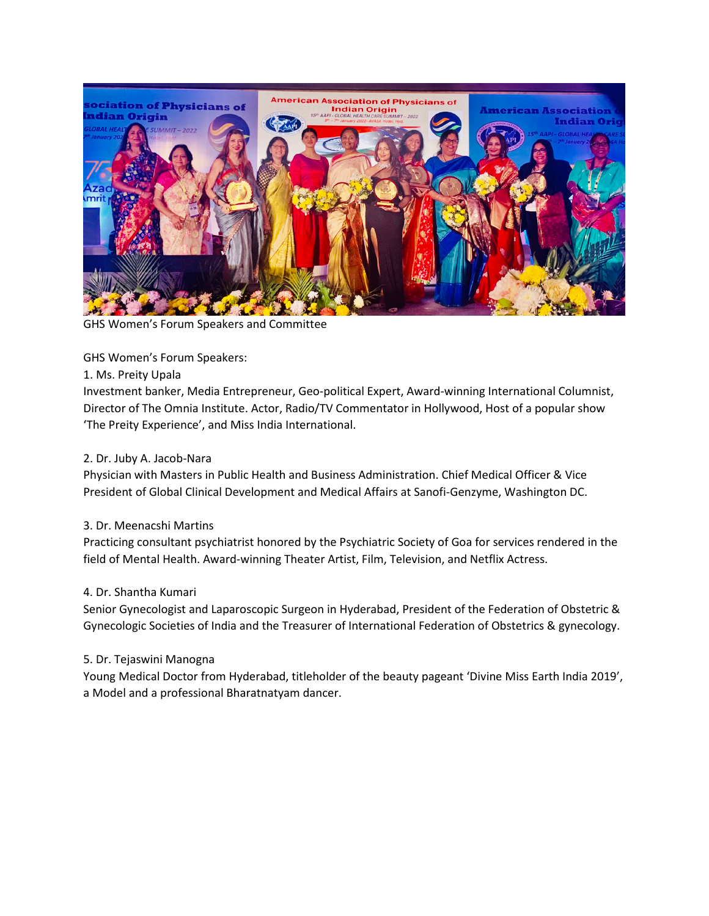GHS Women's Forum Speakers and Committee

GHS Women's Forum Speakers:

1. Ms. Preity Upala

Investment banker, Media Entrepreneur, Geo-political Expert, Award-winning International Columnist, Director of The Omnia Institute. Actor, Radio/TV Commentator in Hollywood, Host of a popular show 'The Preity Experience', and Miss India International.

2. Dr. Juby A. Jacob-Nara

Physician with Masters in Public Health and Business Administration. Chief Medical Officer & Vice President of Global Clinical Development and Medical Affairs at Sanofi-Genzyme, Washington DC.

3. Dr. Meenacshi Martins

Practicing consultant psychiatrist honored by the Psychiatric Society of Goa for services rendered in the field of Mental Health. Award-winning Theater Artist, Film, Television, and Netflix Actress.

4. Dr. Shantha Kumari

Senior Gynecologist and Laparoscopic Surgeon in Hyderabad, President of the Federation of Obstetric & Gynecologic Societies of India and the Treasurer of International Federation of Obstetrics & gynecology.

5. Dr. Tejaswini Manogna

Young Medical Doctor from Hyderabad, titleholder of the beauty pageant 'Divine Miss Earth India 2019', a Model and a professional Bharatnatyam dancer.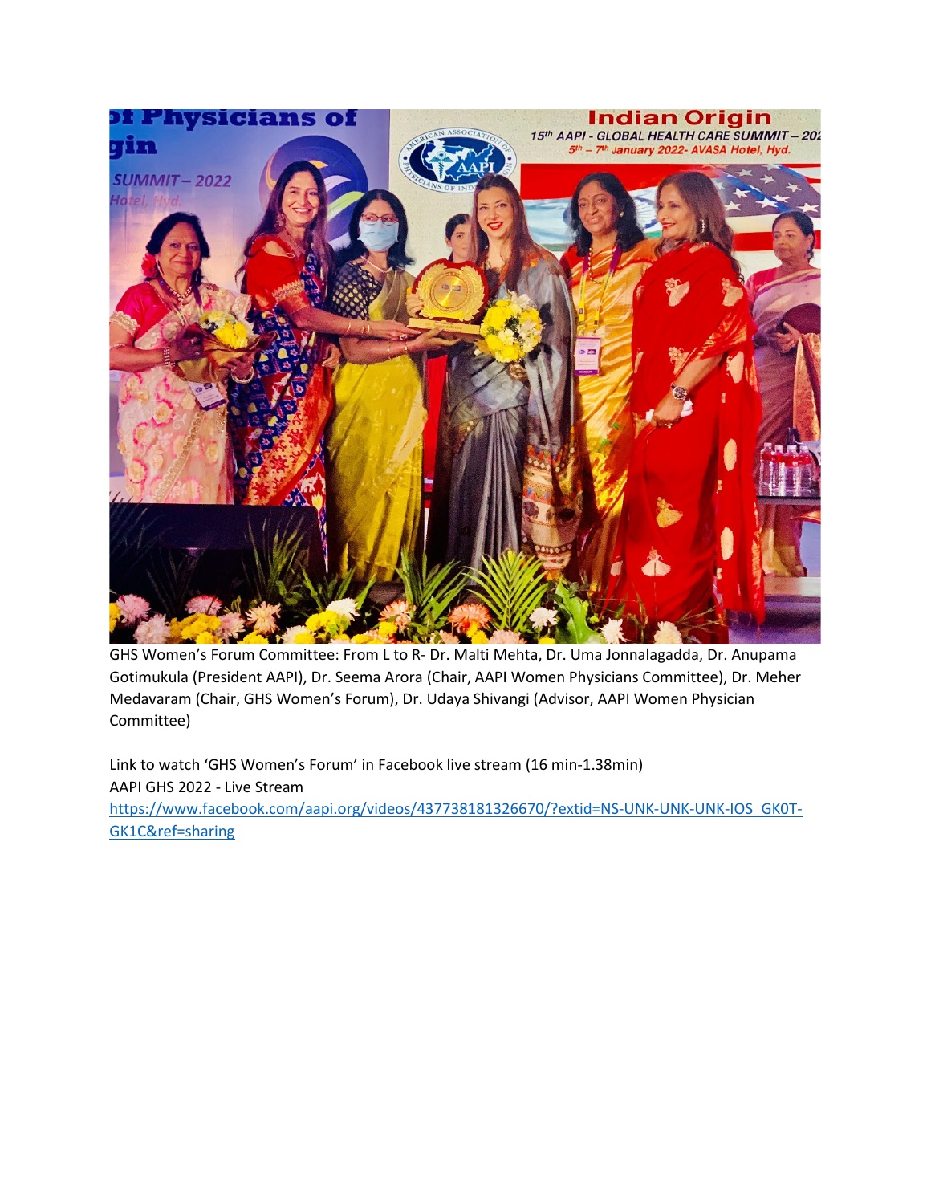GHS Women's Forum Committee: From L to R- Dr. Malti Mehta, Dr. Uma Jonnalagadda, Dr. Anupama Gotimukula (President AAPI), Dr. Seema Arora (Chair, AAPI Women Physicians Committee), Dr. Meher Medavaram (Chair, GHS Women's Forum), Dr. Udaya Shivangi (Advisor, AAPI Women Physician Committee)

Link to watch 'GHS Women's Forum' in Facebook live stream (16 min-1.38min)
AAPI GHS 2022 - Live Stream
[https://www.facebook.com/aapi.org/videos/437738181326670/?extid=NS-UNK-UNK-UNK-IOS_GK0T-GK1C&ref=sharing](https://www.facebook.com/aapi.org/videos/437738181326670/?extid=NS-UNK-UNK-UNK-IOS_GK0T-GK1C&ref=sharing)